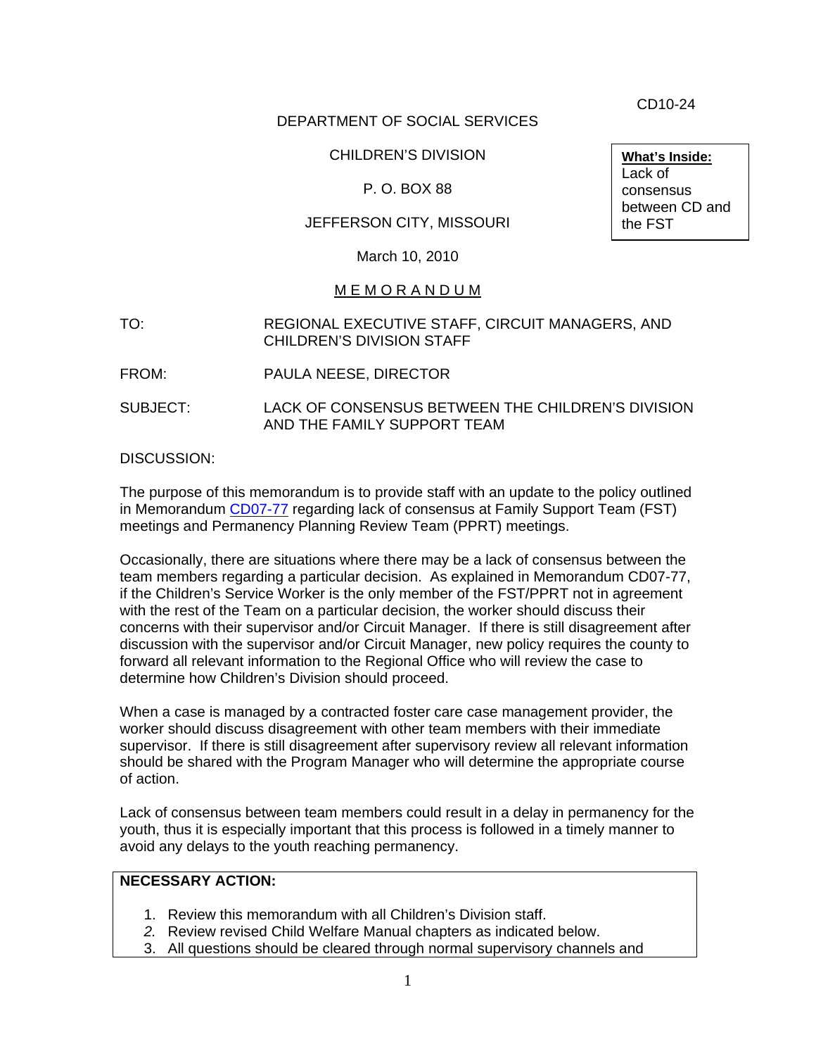CD10-24

DEPARTMENT OF SOCIAL SERVICES

CHILDREN'S DIVISION

P. O. BOX 88

JEFFERSON CITY, MISSOURI

March 10, 2010

**What's Inside:**
Lack of consensus between CD and the FST

M E M O R A N D U M

TO: REGIONAL EXECUTIVE STAFF, CIRCUIT MANAGERS, AND CHILDREN'S DIVISION STAFF

FROM: PAULA NEESE, DIRECTOR

SUBJECT: LACK OF CONSENSUS BETWEEN THE CHILDREN'S DIVISION AND THE FAMILY SUPPORT TEAM

DISCUSSION:

The purpose of this memorandum is to provide staff with an update to the policy outlined in Memorandum CD07-77 regarding lack of consensus at Family Support Team (FST) meetings and Permanency Planning Review Team (PPRT) meetings.

Occasionally, there are situations where there may be a lack of consensus between the team members regarding a particular decision. As explained in Memorandum CD07-77, if the Children's Service Worker is the only member of the FST/PPRT not in agreement with the rest of the Team on a particular decision, the worker should discuss their concerns with their supervisor and/or Circuit Manager. If there is still disagreement after discussion with the supervisor and/or Circuit Manager, new policy requires the county to forward all relevant information to the Regional Office who will review the case to determine how Children's Division should proceed.

When a case is managed by a contracted foster care case management provider, the worker should discuss disagreement with other team members with their immediate supervisor. If there is still disagreement after supervisory review all relevant information should be shared with the Program Manager who will determine the appropriate course of action.

Lack of consensus between team members could result in a delay in permanency for the youth, thus it is especially important that this process is followed in a timely manner to avoid any delays to the youth reaching permanency.

**NECESSARY ACTION:**

1. Review this memorandum with all Children's Division staff.
2. Review revised Child Welfare Manual chapters as indicated below.
3. All questions should be cleared through normal supervisory channels and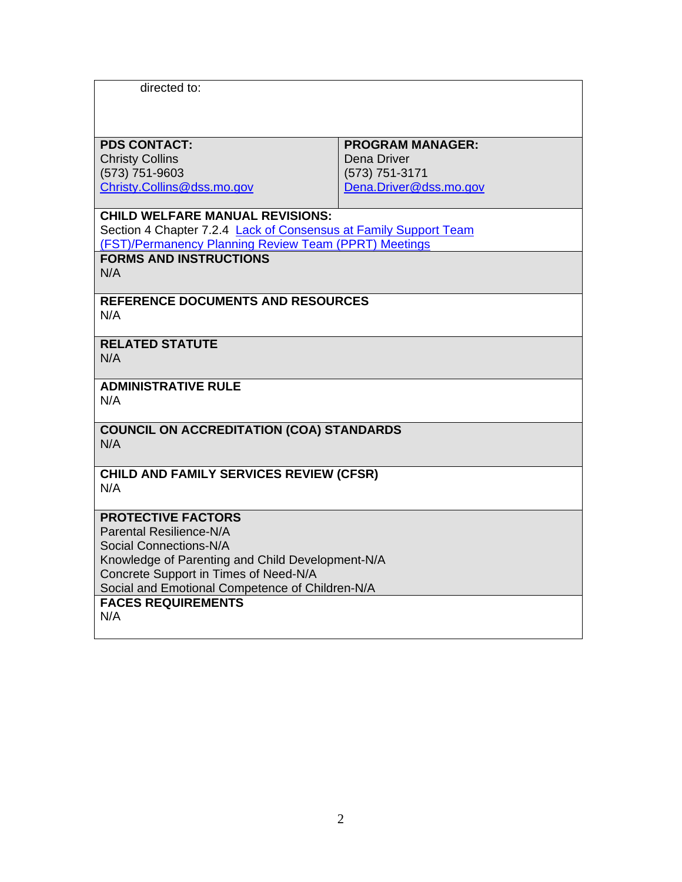directed to:

| | |
|---|---|
| **PDS CONTACT:**<br>Christy Collins<br>(573) 751-9603<br>Christy.Collins@dss.mo.gov | **PROGRAM MANAGER:**<br>Dena Driver<br>(573) 751-3171<br>Dena.Driver@dss.mo.gov |

**CHILD WELFARE MANUAL REVISIONS:**
Section 4 Chapter 7.2.4 Lack of Consensus at Family Support Team (FST)/Permanency Planning Review Team (PPRT) Meetings

**FORMS AND INSTRUCTIONS**
N/A

**REFERENCE DOCUMENTS AND RESOURCES**
N/A

**RELATED STATUTE**
N/A

**ADMINISTRATIVE RULE**
N/A

**COUNCIL ON ACCREDITATION (COA) STANDARDS**
N/A

**CHILD AND FAMILY SERVICES REVIEW (CFSR)**
N/A

**PROTECTIVE FACTORS**
Parental Resilience-N/A
Social Connections-N/A
Knowledge of Parenting and Child Development-N/A
Concrete Support in Times of Need-N/A
Social and Emotional Competence of Children-N/A

**FACES REQUIREMENTS**
N/A